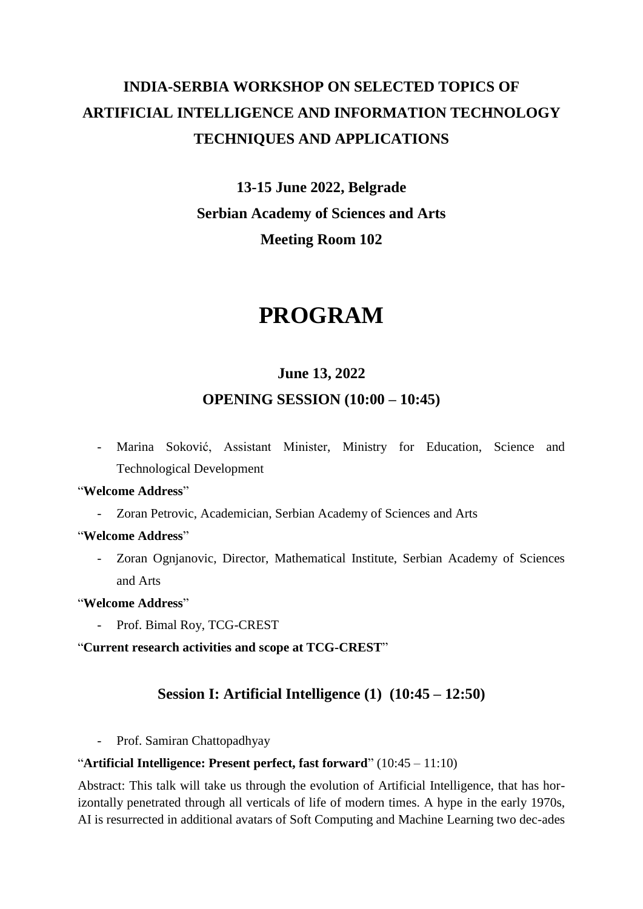# INDIA-SERBIA WORKSHOP ON SELECTED TOPICS OF ARTIFICIAL INTELLIGENCE AND INFORMATION TECHNOLOGY TECHNIQUES AND APPLICATIONS

**13-15 June 2022, Belgrade**

**Serbian Academy of Sciences and Arts**

**Meeting Room 102**

# PROGRAM

## June 13, 2022

## OPENING SESSION (10:00 – 10:45)

- Marina Soković, Assistant Minister, Ministry for Education, Science and Technological Development

"**Welcome Address**"

- Zoran Petrovic, Academician, Serbian Academy of Sciences and Arts

"**Welcome Address**"

- Zoran Ognjanovic, Director, Mathematical Institute, Serbian Academy of Sciences and Arts

"**Welcome Address**"

- Prof. Bimal Roy, TCG-CREST

"**Current research activities and scope at TCG-CREST**"

## Session I: Artificial Intelligence (1) (10:45 – 12:50)

- Prof. Samiran Chattopadhyay

"**Artificial Intelligence: Present perfect, fast forward**" (10:45 – 11:10)

Abstract: This talk will take us through the evolution of Artificial Intelligence, that has hor-izontally penetrated through all verticals of life of modern times. A hype in the early 1970s, AI is resurrected in additional avatars of Soft Computing and Machine Learning two dec-ades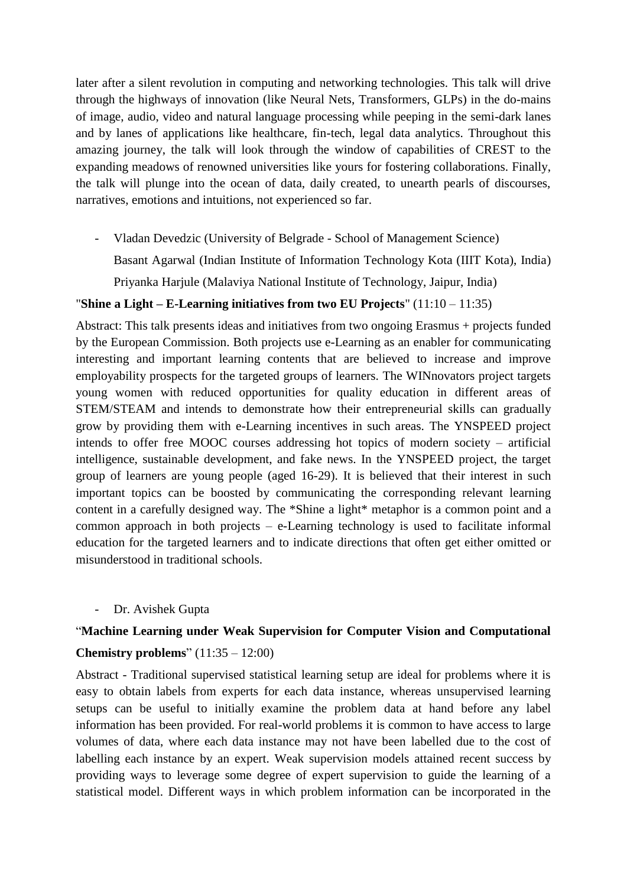later after a silent revolution in computing and networking technologies. This talk will drive through the highways of innovation (like Neural Nets, Transformers, GLPs) in the do-mains of image, audio, video and natural language processing while peeping in the semi-dark lanes and by lanes of applications like healthcare, fin-tech, legal data analytics. Throughout this amazing journey, the talk will look through the window of capabilities of CREST to the expanding meadows of renowned universities like yours for fostering collaborations. Finally, the talk will plunge into the ocean of data, daily created, to unearth pearls of discourses, narratives, emotions and intuitions, not experienced so far.

- Vladan Devedzic (University of Belgrade - School of Management Science)
  Basant Agarwal (Indian Institute of Information Technology Kota (IIIT Kota), India)
  Priyanka Harjule (Malaviya National Institute of Technology, Jaipur, India)

"**Shine a Light – E-Learning initiatives from two EU Projects**" (11:10 – 11:35)

Abstract: This talk presents ideas and initiatives from two ongoing Erasmus + projects funded by the European Commission. Both projects use e-Learning as an enabler for communicating interesting and important learning contents that are believed to increase and improve employability prospects for the targeted groups of learners. The WINnovators project targets young women with reduced opportunities for quality education in different areas of STEM/STEAM and intends to demonstrate how their entrepreneurial skills can gradually grow by providing them with e-Learning incentives in such areas. The YNSPEED project intends to offer free MOOC courses addressing hot topics of modern society – artificial intelligence, sustainable development, and fake news. In the YNSPEED project, the target group of learners are young people (aged 16-29). It is believed that their interest in such important topics can be boosted by communicating the corresponding relevant learning content in a carefully designed way. The *Shine a light* metaphor is a common point and a common approach in both projects – e-Learning technology is used to facilitate informal education for the targeted learners and to indicate directions that often get either omitted or misunderstood in traditional schools.

- Dr. Avishek Gupta

"**Machine Learning under Weak Supervision for Computer Vision and Computational Chemistry problems**" (11:35 – 12:00)

Abstract - Traditional supervised statistical learning setup are ideal for problems where it is easy to obtain labels from experts for each data instance, whereas unsupervised learning setups can be useful to initially examine the problem data at hand before any label information has been provided. For real-world problems it is common to have access to large volumes of data, where each data instance may not have been labelled due to the cost of labelling each instance by an expert. Weak supervision models attained recent success by providing ways to leverage some degree of expert supervision to guide the learning of a statistical model. Different ways in which problem information can be incorporated in the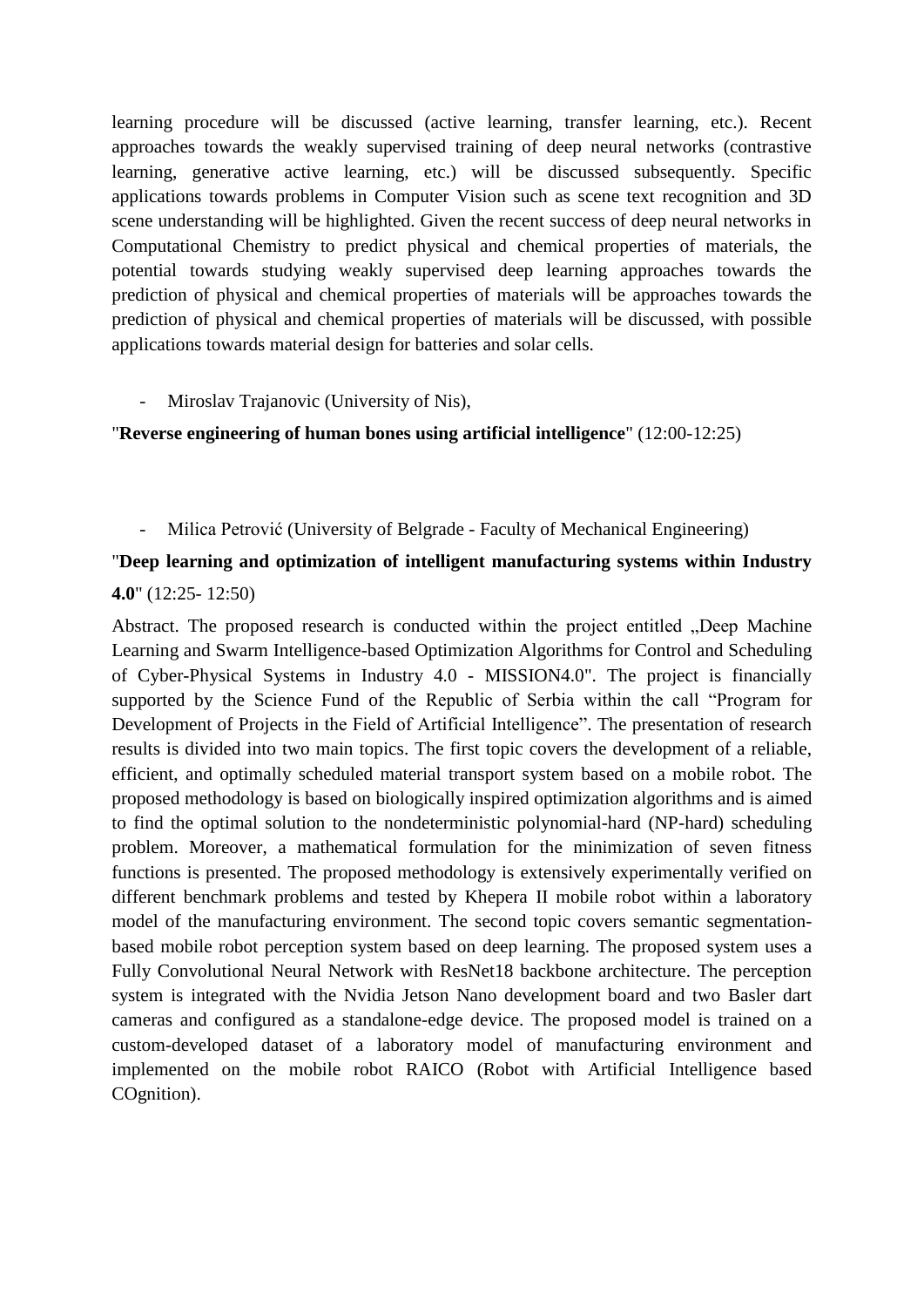learning procedure will be discussed (active learning, transfer learning, etc.). Recent approaches towards the weakly supervised training of deep neural networks (contrastive learning, generative active learning, etc.) will be discussed subsequently. Specific applications towards problems in Computer Vision such as scene text recognition and 3D scene understanding will be highlighted. Given the recent success of deep neural networks in Computational Chemistry to predict physical and chemical properties of materials, the potential towards studying weakly supervised deep learning approaches towards the prediction of physical and chemical properties of materials will be approaches towards the prediction of physical and chemical properties of materials will be discussed, with possible applications towards material design for batteries and solar cells.

- Miroslav Trajanovic (University of Nis),

"**Reverse engineering of human bones using artificial intelligence**" (12:00-12:25)

- Milica Petrović (University of Belgrade - Faculty of Mechanical Engineering)

"**Deep learning and optimization of intelligent manufacturing systems within Industry 4.0**" (12:25- 12:50)

Abstract. The proposed research is conducted within the project entitled „Deep Machine Learning and Swarm Intelligence-based Optimization Algorithms for Control and Scheduling of Cyber-Physical Systems in Industry 4.0 - MISSION4.0". The project is financially supported by the Science Fund of the Republic of Serbia within the call "Program for Development of Projects in the Field of Artificial Intelligence". The presentation of research results is divided into two main topics. The first topic covers the development of a reliable, efficient, and optimally scheduled material transport system based on a mobile robot. The proposed methodology is based on biologically inspired optimization algorithms and is aimed to find the optimal solution to the nondeterministic polynomial-hard (NP-hard) scheduling problem. Moreover, a mathematical formulation for the minimization of seven fitness functions is presented. The proposed methodology is extensively experimentally verified on different benchmark problems and tested by Khepera II mobile robot within a laboratory model of the manufacturing environment. The second topic covers semantic segmentation-based mobile robot perception system based on deep learning. The proposed system uses a Fully Convolutional Neural Network with ResNet18 backbone architecture. The perception system is integrated with the Nvidia Jetson Nano development board and two Basler dart cameras and configured as a standalone-edge device. The proposed model is trained on a custom-developed dataset of a laboratory model of manufacturing environment and implemented on the mobile robot RAICO (Robot with Artificial Intelligence based COgnition).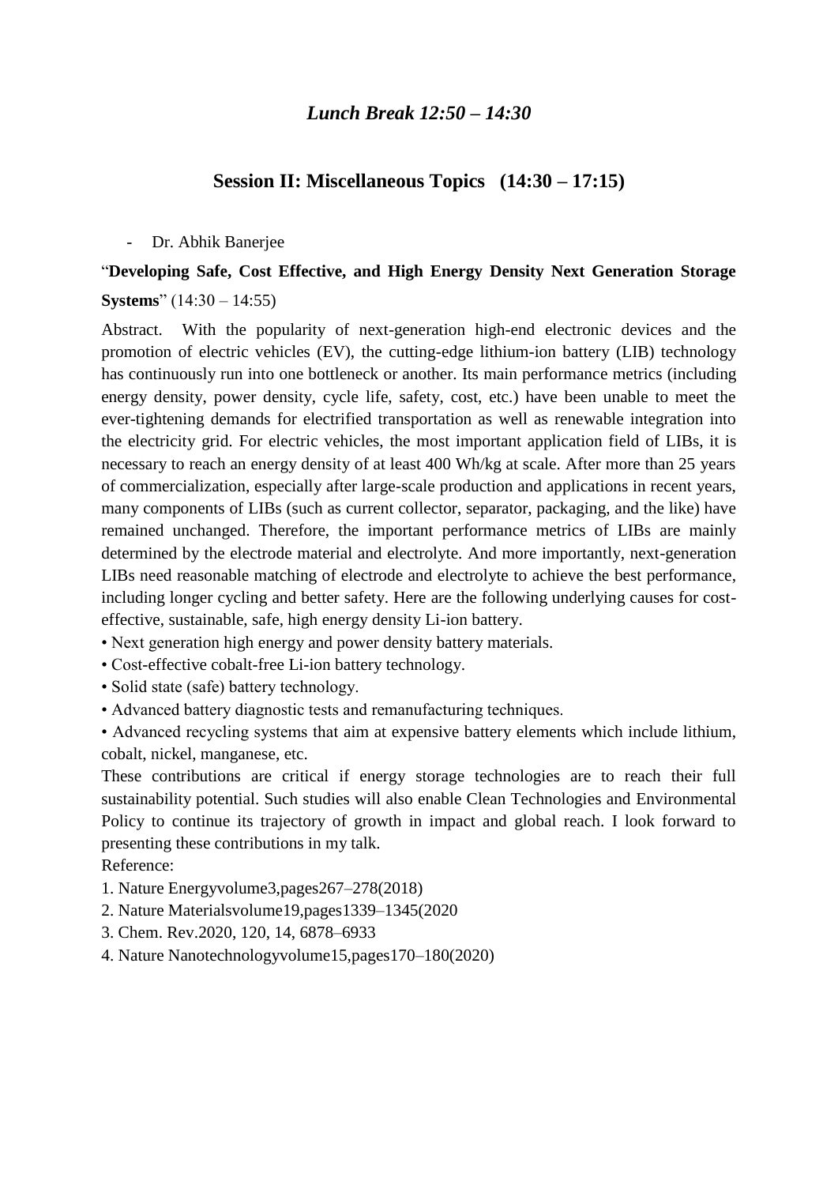## *Lunch Break 12:50 – 14:30*

## Session II: Miscellaneous Topics (14:30 – 17:15)

- Dr. Abhik Banerjee

"**Developing Safe, Cost Effective, and High Energy Density Next Generation Storage Systems**" (14:30 – 14:55)

Abstract. With the popularity of next-generation high-end electronic devices and the promotion of electric vehicles (EV), the cutting-edge lithium-ion battery (LIB) technology has continuously run into one bottleneck or another. Its main performance metrics (including energy density, power density, cycle life, safety, cost, etc.) have been unable to meet the ever-tightening demands for electrified transportation as well as renewable integration into the electricity grid. For electric vehicles, the most important application field of LIBs, it is necessary to reach an energy density of at least 400 Wh/kg at scale. After more than 25 years of commercialization, especially after large-scale production and applications in recent years, many components of LIBs (such as current collector, separator, packaging, and the like) have remained unchanged. Therefore, the important performance metrics of LIBs are mainly determined by the electrode material and electrolyte. And more importantly, next-generation LIBs need reasonable matching of electrode and electrolyte to achieve the best performance, including longer cycling and better safety. Here are the following underlying causes for cost-effective, sustainable, safe, high energy density Li-ion battery.

- Next generation high energy and power density battery materials.
- Cost-effective cobalt-free Li-ion battery technology.
- Solid state (safe) battery technology.
- Advanced battery diagnostic tests and remanufacturing techniques.
- Advanced recycling systems that aim at expensive battery elements which include lithium, cobalt, nickel, manganese, etc.

These contributions are critical if energy storage technologies are to reach their full sustainability potential. Such studies will also enable Clean Technologies and Environmental Policy to continue its trajectory of growth in impact and global reach. I look forward to presenting these contributions in my talk.

Reference:

1. Nature Energyvolume3,pages267–278(2018)
2. Nature Materialsvolume19,pages1339–1345(2020
3. Chem. Rev.2020, 120, 14, 6878–6933
4. Nature Nanotechnologyvolume15,pages170–180(2020)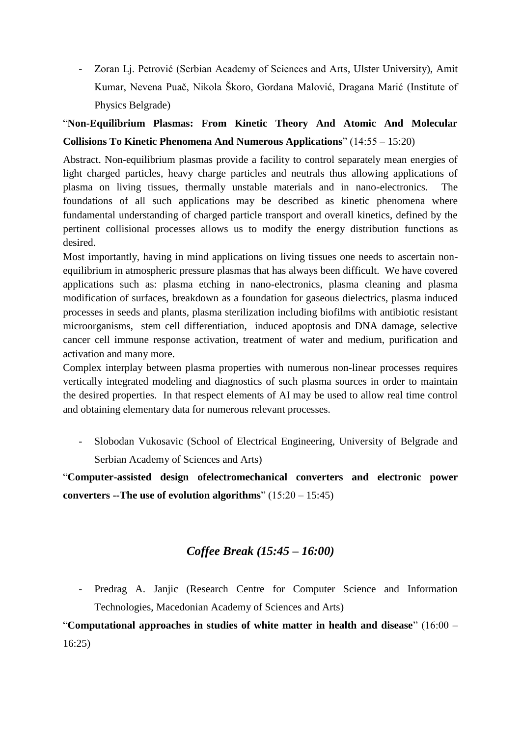- Zoran Lj. Petrović (Serbian Academy of Sciences and Arts, Ulster University), Amit Kumar, Nevena Puač, Nikola Škoro, Gordana Malović, Dragana Marić (Institute of Physics Belgrade)

"**Non-Equilibrium Plasmas: From Kinetic Theory And Atomic And Molecular Collisions To Kinetic Phenomena And Numerous Applications**" (14:55 – 15:20)

Abstract. Non-equilibrium plasmas provide a facility to control separately mean energies of light charged particles, heavy charge particles and neutrals thus allowing applications of plasma on living tissues, thermally unstable materials and in nano-electronics. The foundations of all such applications may be described as kinetic phenomena where fundamental understanding of charged particle transport and overall kinetics, defined by the pertinent collisional processes allows us to modify the energy distribution functions as desired.

Most importantly, having in mind applications on living tissues one needs to ascertain non-equilibrium in atmospheric pressure plasmas that has always been difficult. We have covered applications such as: plasma etching in nano-electronics, plasma cleaning and plasma modification of surfaces, breakdown as a foundation for gaseous dielectrics, plasma induced processes in seeds and plants, plasma sterilization including biofilms with antibiotic resistant microorganisms, stem cell differentiation, induced apoptosis and DNA damage, selective cancer cell immune response activation, treatment of water and medium, purification and activation and many more.

Complex interplay between plasma properties with numerous non-linear processes requires vertically integrated modeling and diagnostics of such plasma sources in order to maintain the desired properties. In that respect elements of AI may be used to allow real time control and obtaining elementary data for numerous relevant processes.

- Slobodan Vukosavic (School of Electrical Engineering, University of Belgrade and Serbian Academy of Sciences and Arts)

"**Computer-assisted design ofelectromechanical converters and electronic power converters --The use of evolution algorithms**" (15:20 – 15:45)

## *Coffee Break (15:45 – 16:00)*

- Predrag A. Janjic (Research Centre for Computer Science and Information Technologies, Macedonian Academy of Sciences and Arts)

"**Computational approaches in studies of white matter in health and disease**" (16:00 – 16:25)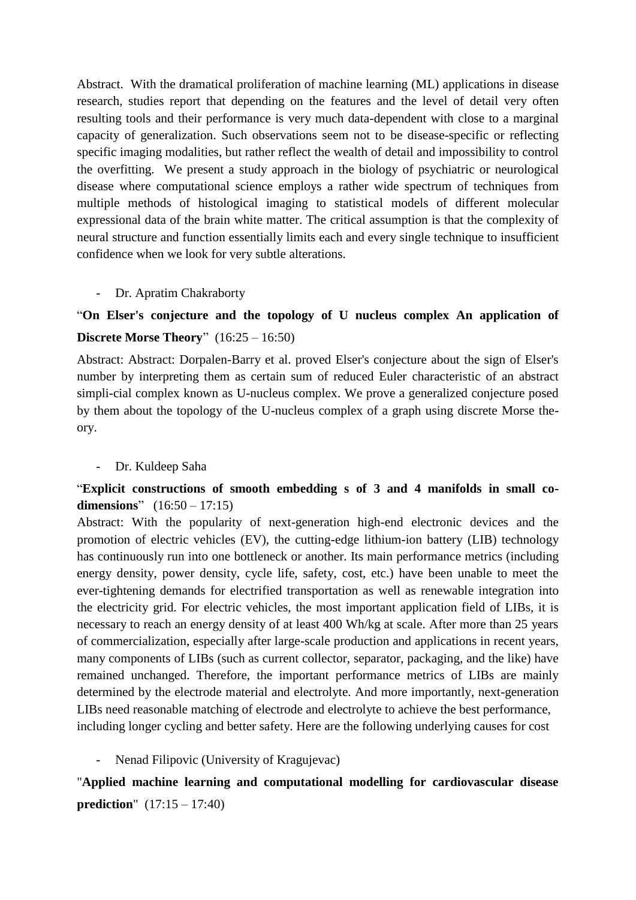Abstract. With the dramatical proliferation of machine learning (ML) applications in disease research, studies report that depending on the features and the level of detail very often resulting tools and their performance is very much data-dependent with close to a marginal capacity of generalization. Such observations seem not to be disease-specific or reflecting specific imaging modalities, but rather reflect the wealth of detail and impossibility to control the overfitting. We present a study approach in the biology of psychiatric or neurological disease where computational science employs a rather wide spectrum of techniques from multiple methods of histological imaging to statistical models of different molecular expressional data of the brain white matter. The critical assumption is that the complexity of neural structure and function essentially limits each and every single technique to insufficient confidence when we look for very subtle alterations.

- Dr. Apratim Chakraborty

"**On Elser's conjecture and the topology of U nucleus complex An application of Discrete Morse Theory**" (16:25 – 16:50)

Abstract: Abstract: Dorpalen-Barry et al. proved Elser's conjecture about the sign of Elser's number by interpreting them as certain sum of reduced Euler characteristic of an abstract simpli-cial complex known as U-nucleus complex. We prove a generalized conjecture posed by them about the topology of the U-nucleus complex of a graph using discrete Morse the-ory.

- Dr. Kuldeep Saha

"**Explicit constructions of smooth embedding s of 3 and 4 manifolds in small co-dimensions**" (16:50 – 17:15)

Abstract: With the popularity of next-generation high-end electronic devices and the promotion of electric vehicles (EV), the cutting-edge lithium-ion battery (LIB) technology has continuously run into one bottleneck or another. Its main performance metrics (including energy density, power density, cycle life, safety, cost, etc.) have been unable to meet the ever-tightening demands for electrified transportation as well as renewable integration into the electricity grid. For electric vehicles, the most important application field of LIBs, it is necessary to reach an energy density of at least 400 Wh/kg at scale. After more than 25 years of commercialization, especially after large-scale production and applications in recent years, many components of LIBs (such as current collector, separator, packaging, and the like) have remained unchanged. Therefore, the important performance metrics of LIBs are mainly determined by the electrode material and electrolyte. And more importantly, next-generation LIBs need reasonable matching of electrode and electrolyte to achieve the best performance, including longer cycling and better safety. Here are the following underlying causes for cost

- Nenad Filipovic (University of Kragujevac)

"**Applied machine learning and computational modelling for cardiovascular disease prediction**" (17:15 – 17:40)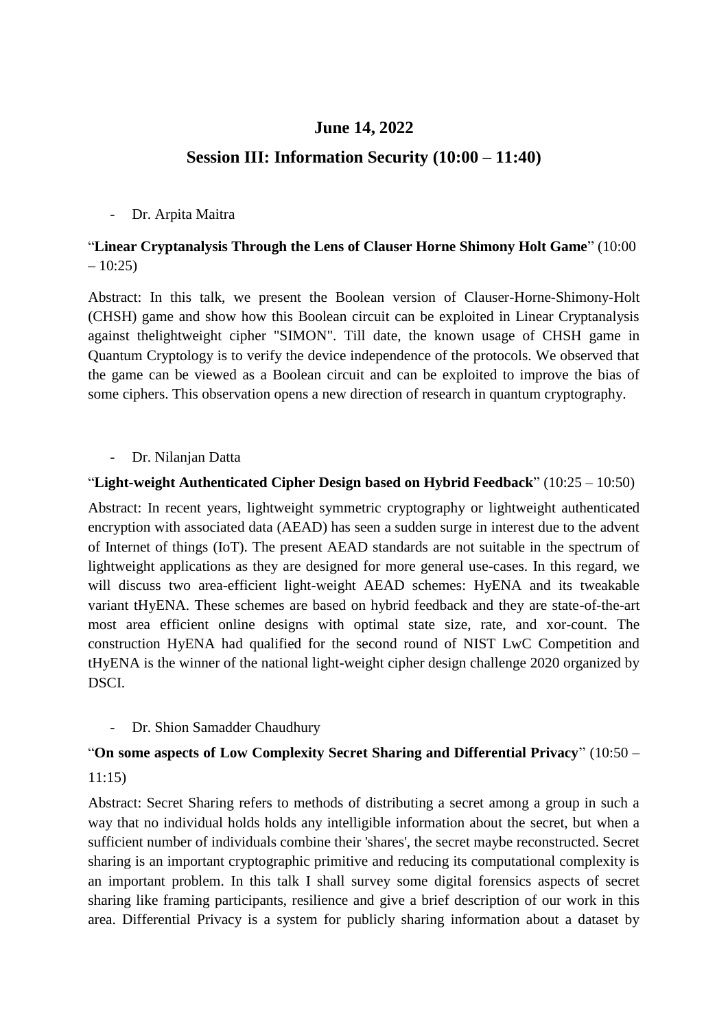## June 14, 2022

## Session III: Information Security (10:00 – 11:40)

- Dr. Arpita Maitra

"**Linear Cryptanalysis Through the Lens of Clauser Horne Shimony Holt Game**" (10:00 – 10:25)

Abstract: In this talk, we present the Boolean version of Clauser-Horne-Shimony-Holt (CHSH) game and show how this Boolean circuit can be exploited in Linear Cryptanalysis against thelightweight cipher "SIMON". Till date, the known usage of CHSH game in Quantum Cryptology is to verify the device independence of the protocols. We observed that the game can be viewed as a Boolean circuit and can be exploited to improve the bias of some ciphers. This observation opens a new direction of research in quantum cryptography.

- Dr. Nilanjan Datta

"**Light-weight Authenticated Cipher Design based on Hybrid Feedback**" (10:25 – 10:50)

Abstract: In recent years, lightweight symmetric cryptography or lightweight authenticated encryption with associated data (AEAD) has seen a sudden surge in interest due to the advent of Internet of things (IoT). The present AEAD standards are not suitable in the spectrum of lightweight applications as they are designed for more general use-cases. In this regard, we will discuss two area-efficient light-weight AEAD schemes: HyENA and its tweakable variant tHyENA. These schemes are based on hybrid feedback and they are state-of-the-art most area efficient online designs with optimal state size, rate, and xor-count. The construction HyENA had qualified for the second round of NIST LwC Competition and tHyENA is the winner of the national light-weight cipher design challenge 2020 organized by DSCI.

- Dr. Shion Samadder Chaudhury

"**On some aspects of Low Complexity Secret Sharing and Differential Privacy**" (10:50 – 11:15)

Abstract: Secret Sharing refers to methods of distributing a secret among a group in such a way that no individual holds holds any intelligible information about the secret, but when a sufficient number of individuals combine their 'shares', the secret maybe reconstructed. Secret sharing is an important cryptographic primitive and reducing its computational complexity is an important problem. In this talk I shall survey some digital forensics aspects of secret sharing like framing participants, resilience and give a brief description of our work in this area. Differential Privacy is a system for publicly sharing information about a dataset by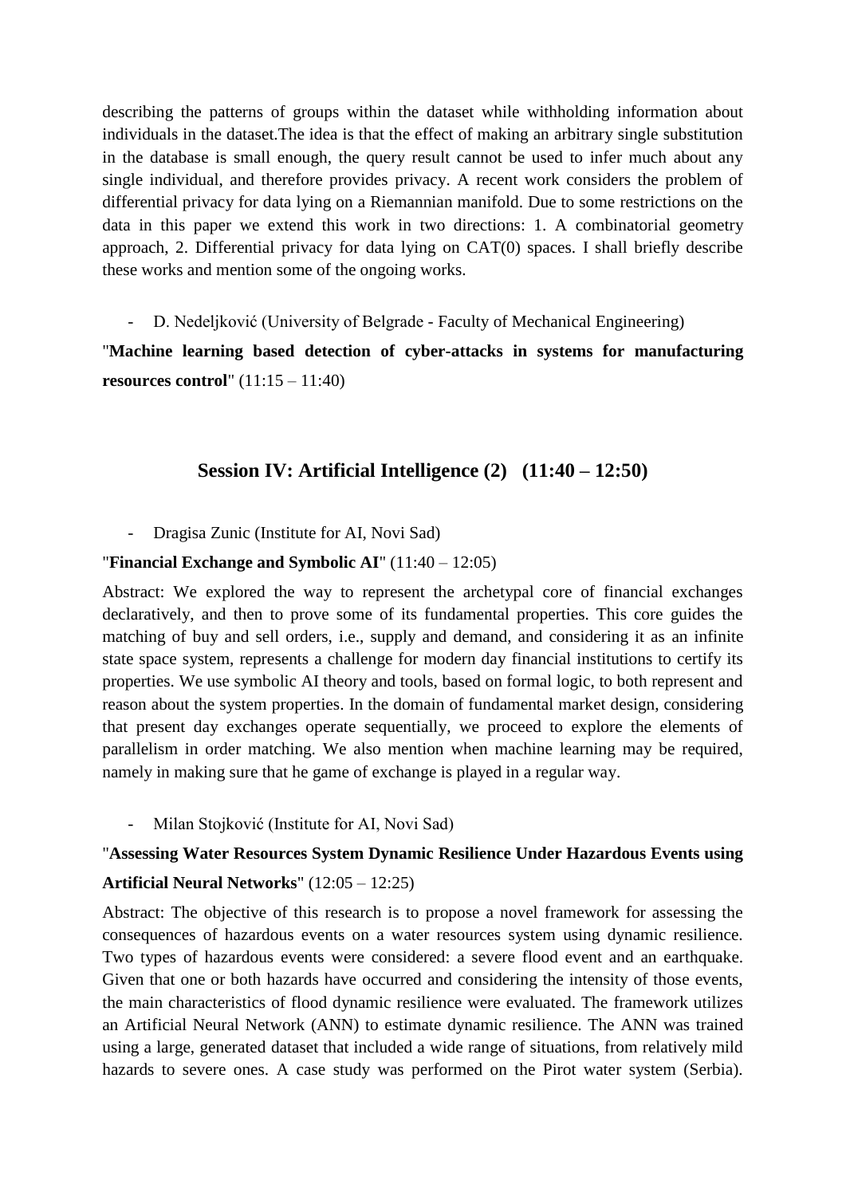describing the patterns of groups within the dataset while withholding information about individuals in the dataset.The idea is that the effect of making an arbitrary single substitution in the database is small enough, the query result cannot be used to infer much about any single individual, and therefore provides privacy. A recent work considers the problem of differential privacy for data lying on a Riemannian manifold. Due to some restrictions on the data in this paper we extend this work in two directions: 1. A combinatorial geometry approach, 2. Differential privacy for data lying on CAT(0) spaces. I shall briefly describe these works and mention some of the ongoing works.

- D. Nedeljković (University of Belgrade - Faculty of Mechanical Engineering)

"**Machine learning based detection of cyber-attacks in systems for manufacturing resources control**" (11:15 – 11:40)

## Session IV: Artificial Intelligence (2) (11:40 – 12:50)

- Dragisa Zunic (Institute for AI, Novi Sad)

"**Financial Exchange and Symbolic AI**" (11:40 – 12:05)

Abstract: We explored the way to represent the archetypal core of financial exchanges declaratively, and then to prove some of its fundamental properties. This core guides the matching of buy and sell orders, i.e., supply and demand, and considering it as an infinite state space system, represents a challenge for modern day financial institutions to certify its properties. We use symbolic AI theory and tools, based on formal logic, to both represent and reason about the system properties. In the domain of fundamental market design, considering that present day exchanges operate sequentially, we proceed to explore the elements of parallelism in order matching. We also mention when machine learning may be required, namely in making sure that he game of exchange is played in a regular way.

- Milan Stojković (Institute for AI, Novi Sad)

"**Assessing Water Resources System Dynamic Resilience Under Hazardous Events using Artificial Neural Networks**" (12:05 – 12:25)

Abstract: The objective of this research is to propose a novel framework for assessing the consequences of hazardous events on a water resources system using dynamic resilience. Two types of hazardous events were considered: a severe flood event and an earthquake. Given that one or both hazards have occurred and considering the intensity of those events, the main characteristics of flood dynamic resilience were evaluated. The framework utilizes an Artificial Neural Network (ANN) to estimate dynamic resilience. The ANN was trained using a large, generated dataset that included a wide range of situations, from relatively mild hazards to severe ones. A case study was performed on the Pirot water system (Serbia).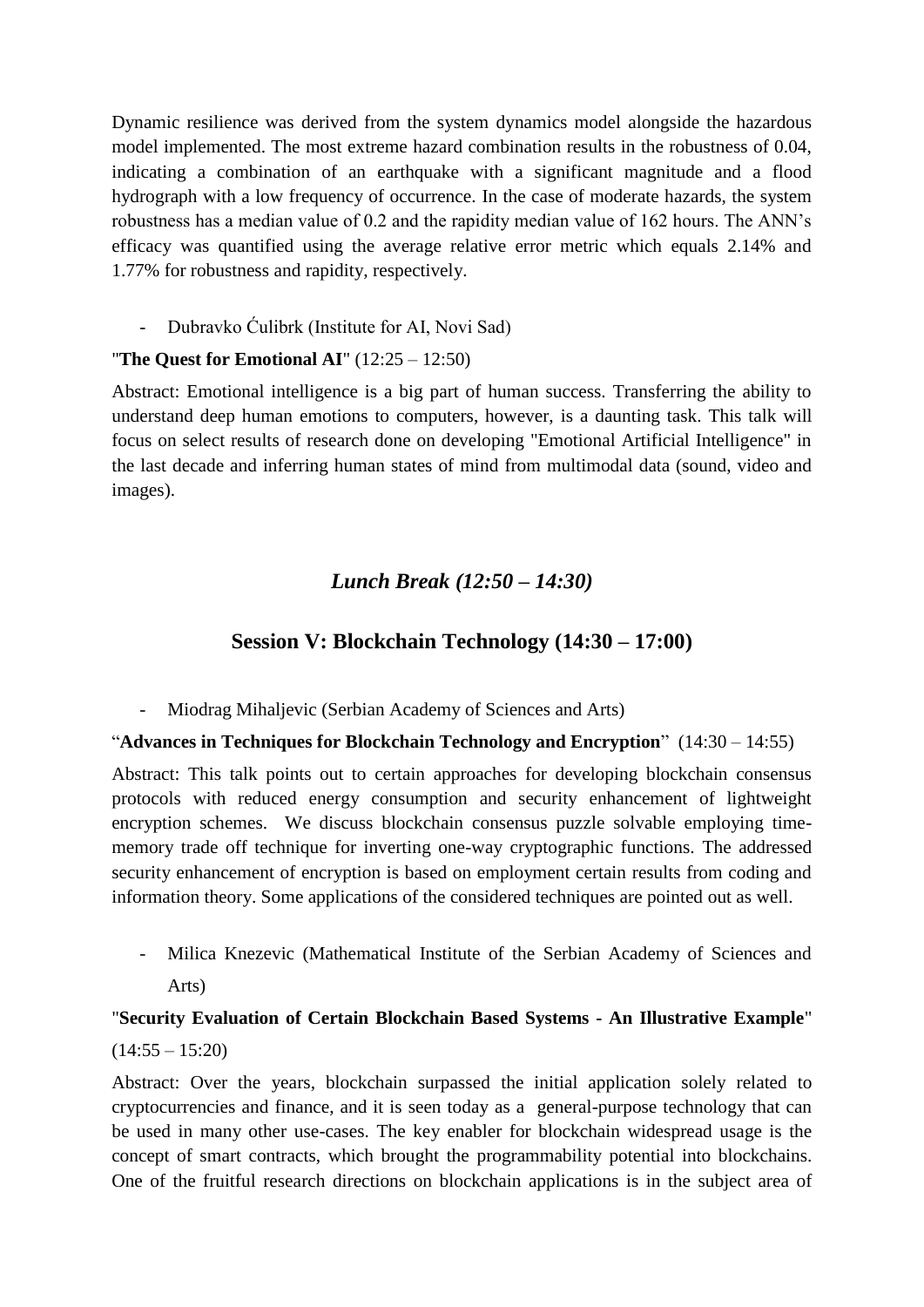Dynamic resilience was derived from the system dynamics model alongside the hazardous model implemented. The most extreme hazard combination results in the robustness of 0.04, indicating a combination of an earthquake with a significant magnitude and a flood hydrograph with a low frequency of occurrence. In the case of moderate hazards, the system robustness has a median value of 0.2 and the rapidity median value of 162 hours. The ANN's efficacy was quantified using the average relative error metric which equals 2.14% and 1.77% for robustness and rapidity, respectively.

- Dubravko Ćulibrk (Institute for AI, Novi Sad)

"**The Quest for Emotional AI**" (12:25 – 12:50)

Abstract: Emotional intelligence is a big part of human success. Transferring the ability to understand deep human emotions to computers, however, is a daunting task. This talk will focus on select results of research done on developing "Emotional Artificial Intelligence" in the last decade and inferring human states of mind from multimodal data (sound, video and images).

## *Lunch Break (12:50 – 14:30)*

## Session V: Blockchain Technology (14:30 – 17:00)

- Miodrag Mihaljevic (Serbian Academy of Sciences and Arts)

"**Advances in Techniques for Blockchain Technology and Encryption**" (14:30 – 14:55)

Abstract: This talk points out to certain approaches for developing blockchain consensus protocols with reduced energy consumption and security enhancement of lightweight encryption schemes. We discuss blockchain consensus puzzle solvable employing time-memory trade off technique for inverting one-way cryptographic functions. The addressed security enhancement of encryption is based on employment certain results from coding and information theory. Some applications of the considered techniques are pointed out as well.

- Milica Knezevic (Mathematical Institute of the Serbian Academy of Sciences and Arts)

"**Security Evaluation of Certain Blockchain Based Systems - An Illustrative Example**" (14:55 – 15:20)

Abstract: Over the years, blockchain surpassed the initial application solely related to cryptocurrencies and finance, and it is seen today as a general-purpose technology that can be used in many other use-cases. The key enabler for blockchain widespread usage is the concept of smart contracts, which brought the programmability potential into blockchains. One of the fruitful research directions on blockchain applications is in the subject area of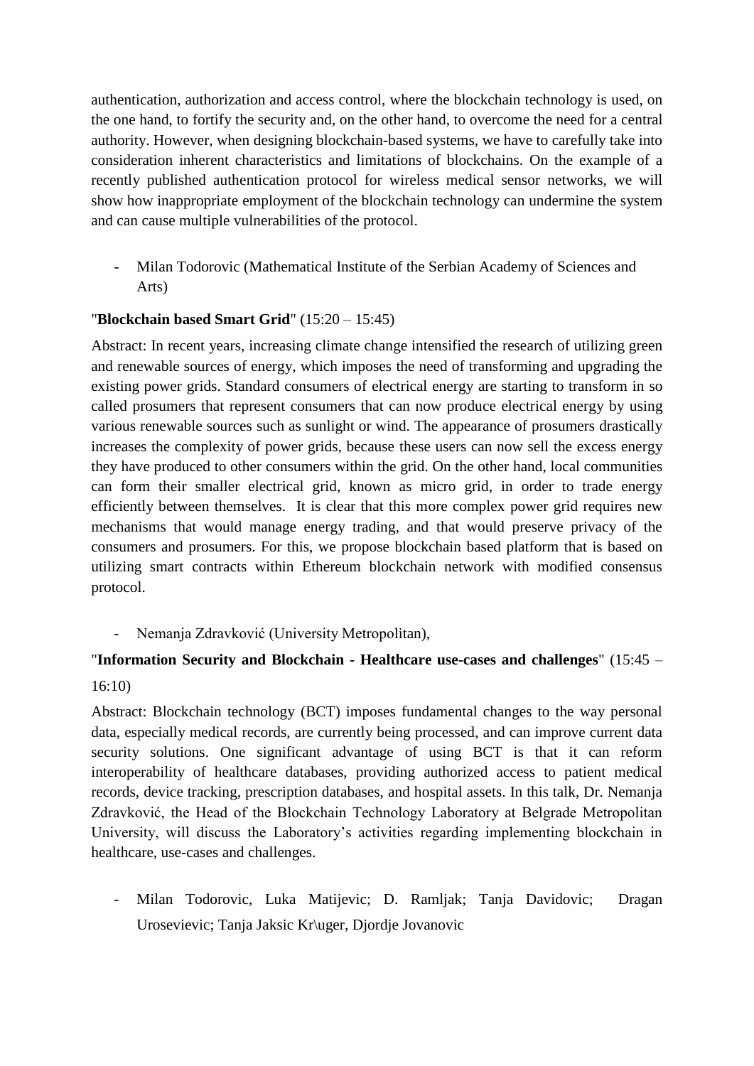authentication, authorization and access control, where the blockchain technology is used, on the one hand, to fortify the security and, on the other hand, to overcome the need for a central authority. However, when designing blockchain-based systems, we have to carefully take into consideration inherent characteristics and limitations of blockchains. On the example of a recently published authentication protocol for wireless medical sensor networks, we will show how inappropriate employment of the blockchain technology can undermine the system and can cause multiple vulnerabilities of the protocol.

- Milan Todorovic (Mathematical Institute of the Serbian Academy of Sciences and Arts)

"**Blockchain based Smart Grid**" (15:20 – 15:45)

Abstract: In recent years, increasing climate change intensified the research of utilizing green and renewable sources of energy, which imposes the need of transforming and upgrading the existing power grids. Standard consumers of electrical energy are starting to transform in so called prosumers that represent consumers that can now produce electrical energy by using various renewable sources such as sunlight or wind. The appearance of prosumers drastically increases the complexity of power grids, because these users can now sell the excess energy they have produced to other consumers within the grid. On the other hand, local communities can form their smaller electrical grid, known as micro grid, in order to trade energy efficiently between themselves. It is clear that this more complex power grid requires new mechanisms that would manage energy trading, and that would preserve privacy of the consumers and prosumers. For this, we propose blockchain based platform that is based on utilizing smart contracts within Ethereum blockchain network with modified consensus protocol.

- Nemanja Zdravković (University Metropolitan),

"**Information Security and Blockchain - Healthcare use-cases and challenges**" (15:45 – 16:10)

Abstract: Blockchain technology (BCT) imposes fundamental changes to the way personal data, especially medical records, are currently being processed, and can improve current data security solutions. One significant advantage of using BCT is that it can reform interoperability of healthcare databases, providing authorized access to patient medical records, device tracking, prescription databases, and hospital assets. In this talk, Dr. Nemanja Zdravković, the Head of the Blockchain Technology Laboratory at Belgrade Metropolitan University, will discuss the Laboratory's activities regarding implementing blockchain in healthcare, use-cases and challenges.

- Milan Todorovic, Luka Matijevic; D. Ramljak; Tanja Davidovic; Dragan Urosevievic; Tanja Jaksic Kr\uger, Djordje Jovanovic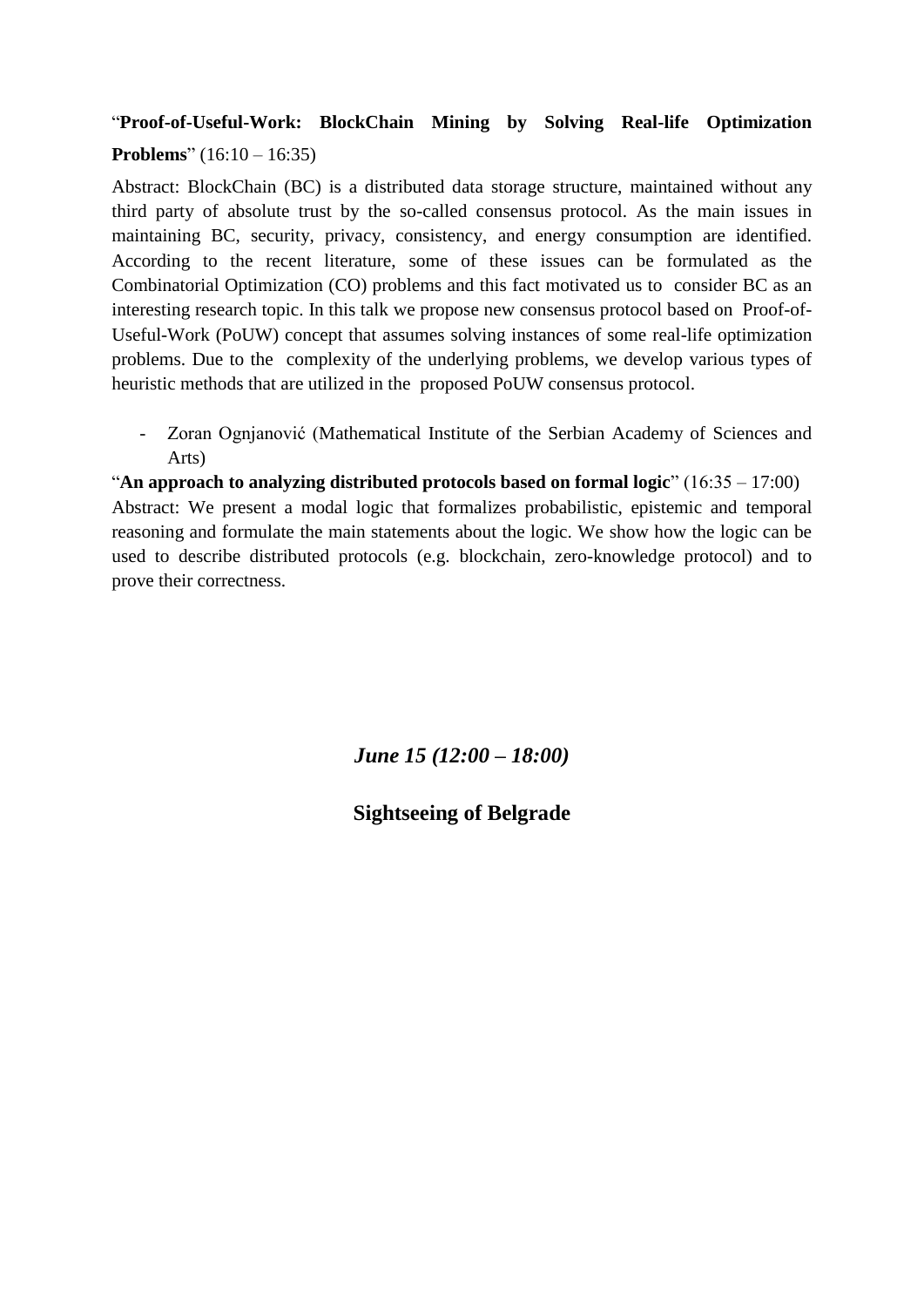“**Proof-of-Useful-Work: BlockChain Mining by Solving Real-life Optimization Problems**” (16:10 – 16:35)

Abstract: BlockChain (BC) is a distributed data storage structure, maintained without any third party of absolute trust by the so-called consensus protocol. As the main issues in maintaining BC, security, privacy, consistency, and energy consumption are identified. According to the recent literature, some of these issues can be formulated as the Combinatorial Optimization (CO) problems and this fact motivated us to consider BC as an interesting research topic. In this talk we propose new consensus protocol based on Proof-of-Useful-Work (PoUW) concept that assumes solving instances of some real-life optimization problems. Due to the complexity of the underlying problems, we develop various types of heuristic methods that are utilized in the proposed PoUW consensus protocol.

- Zoran Ognjanović (Mathematical Institute of the Serbian Academy of Sciences and Arts)

“**An approach to analyzing distributed protocols based on formal logic**” (16:35 – 17:00)
Abstract: We present a modal logic that formalizes probabilistic, epistemic and temporal reasoning and formulate the main statements about the logic. We show how the logic can be used to describe distributed protocols (e.g. blockchain, zero-knowledge protocol) and to prove their correctness.

***June 15 (12:00 – 18:00)***

**Sightseeing of Belgrade**